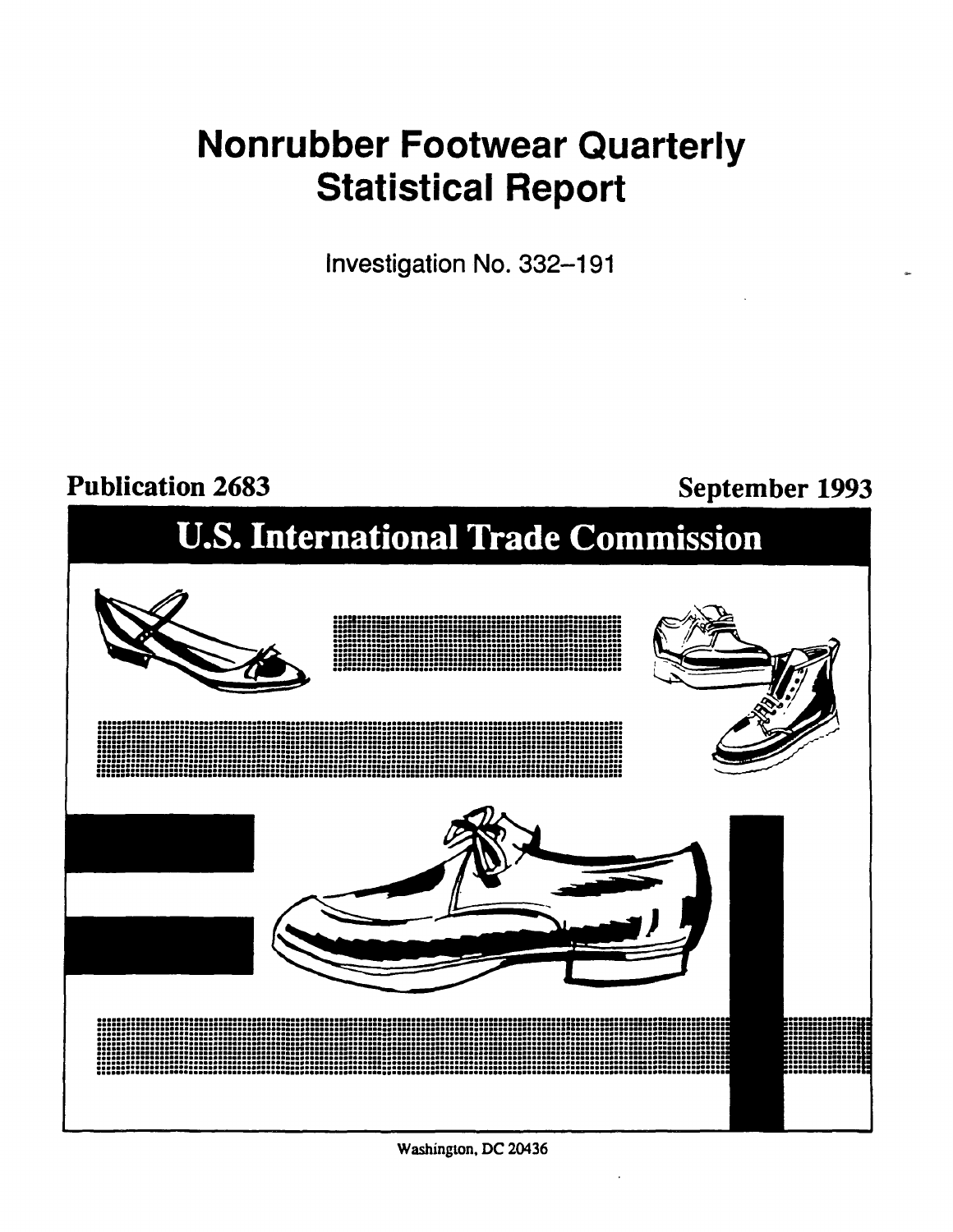# Nonrubber Footwear Quarterly Statistical Report

Investigation No. 332–191

**Publication 2683** **September 1993**

## U.S. International Trade Commission

Washington, DC 20436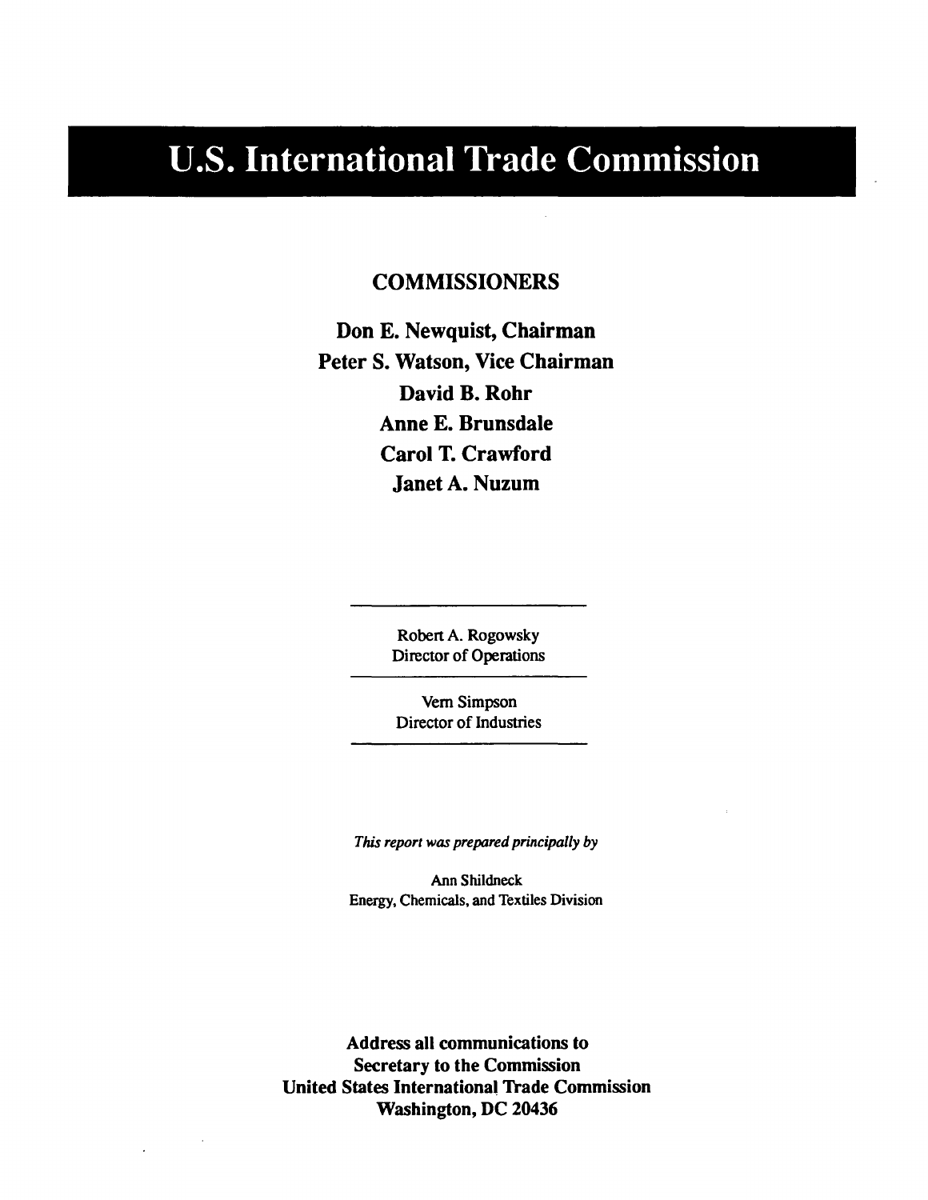# U.S. International Trade Commission

## COMMISSIONERS

**Don E. Newquist, Chairman**
**Peter S. Watson, Vice Chairman**
**David B. Rohr**
**Anne E. Brunsdale**
**Carol T. Crawford**
**Janet A. Nuzum**

---

Robert A. Rogowsky
Director of Operations

---

Vern Simpson
Director of Industries

---

*This report was prepared principally by*

Ann Shildneck
Energy, Chemicals, and Textiles Division

**Address all communications to**
**Secretary to the Commission**
**United States International Trade Commission**
**Washington, DC 20436**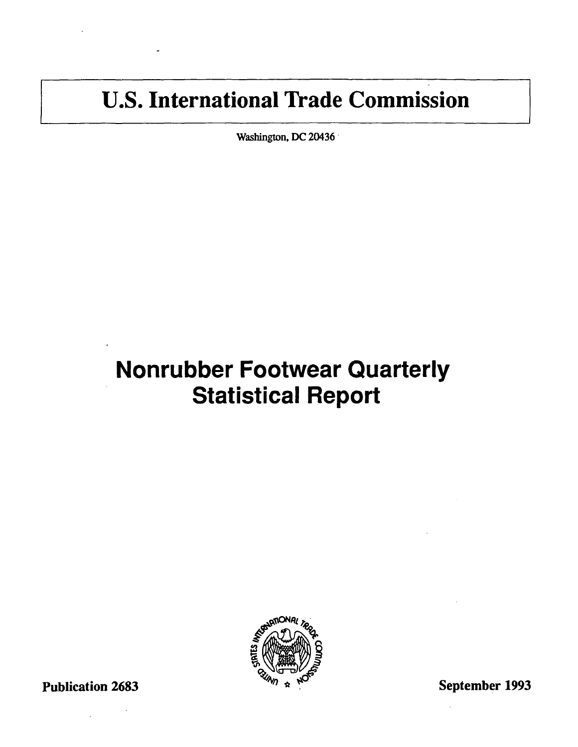# U.S. International Trade Commission

Washington, DC 20436

# Nonrubber Footwear Quarterly Statistical Report

Publication 2683

September 1993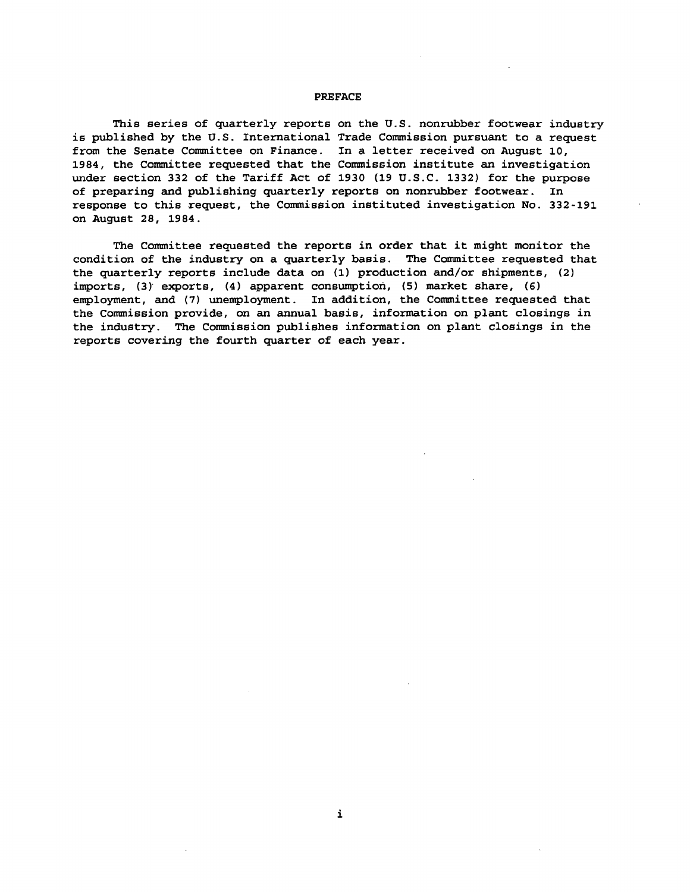# PREFACE

This series of quarterly reports on the U.S. nonrubber footwear industry is published by the U.S. International Trade Commission pursuant to a request from the Senate Committee on Finance. In a letter received on August 10, 1984, the Committee requested that the Commission institute an investigation under section 332 of the Tariff Act of 1930 (19 U.S.C. 1332) for the purpose of preparing and publishing quarterly reports on nonrubber footwear. In response to this request, the Commission instituted investigation No. 332-191 on August 28, 1984.

The Committee requested the reports in order that it might monitor the condition of the industry on a quarterly basis. The Committee requested that the quarterly reports include data on (1) production and/or shipments, (2) imports, (3) exports, (4) apparent consumption, (5) market share, (6) employment, and (7) unemployment. In addition, the Committee requested that the Commission provide, on an annual basis, information on plant closings in the industry. The Commission publishes information on plant closings in the reports covering the fourth quarter of each year.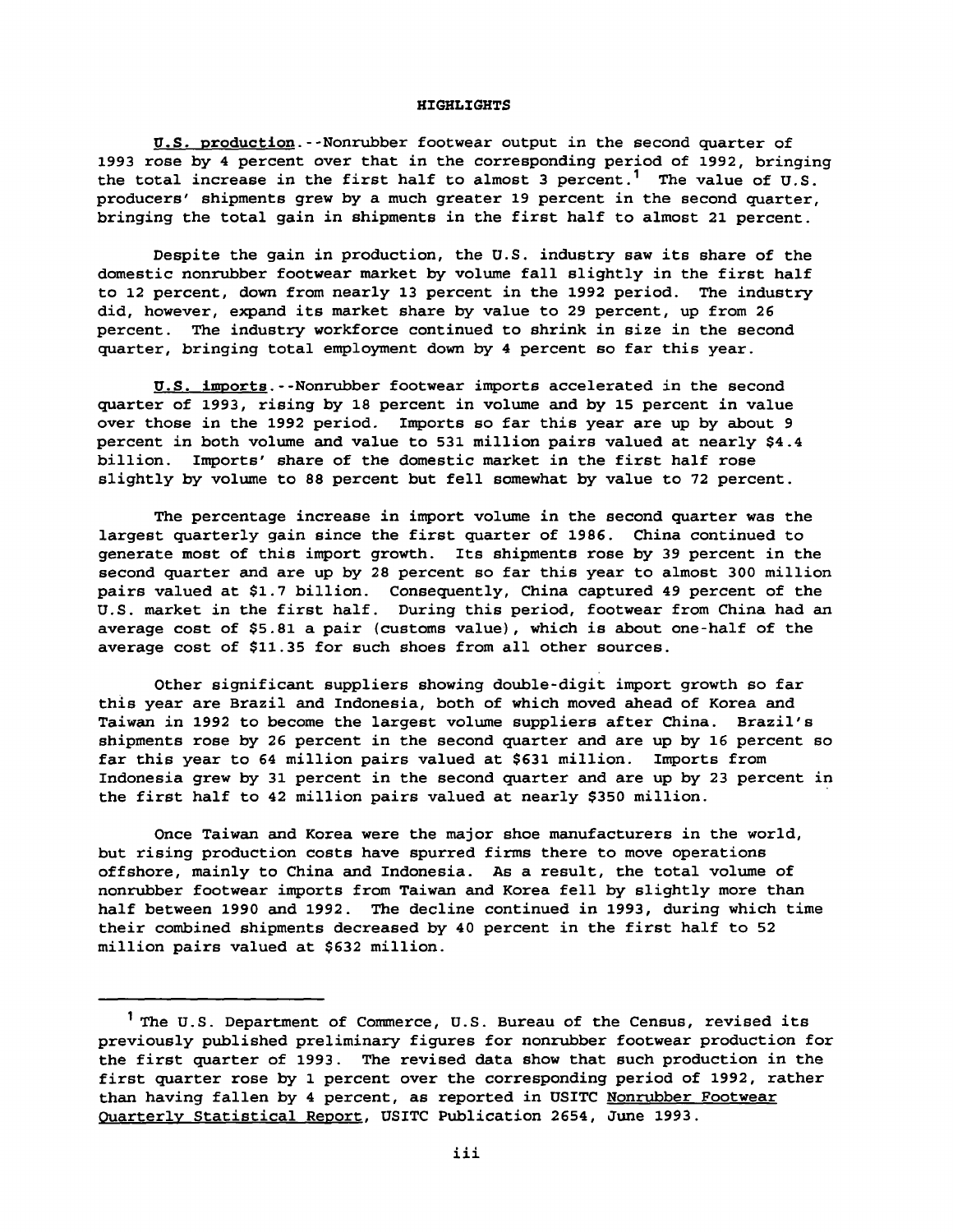# HIGHLIGHTS

U.S. production.--Nonrubber footwear output in the second quarter of 1993 rose by 4 percent over that in the corresponding period of 1992, bringing the total increase in the first half to almost 3 percent.[1] The value of U.S. producers' shipments grew by a much greater 19 percent in the second quarter, bringing the total gain in shipments in the first half to almost 21 percent.

Despite the gain in production, the U.S. industry saw its share of the domestic nonrubber footwear market by volume fall slightly in the first half to 12 percent, down from nearly 13 percent in the 1992 period. The industry did, however, expand its market share by value to 29 percent, up from 26 percent. The industry workforce continued to shrink in size in the second quarter, bringing total employment down by 4 percent so far this year.

U.S. imports.--Nonrubber footwear imports accelerated in the second quarter of 1993, rising by 18 percent in volume and by 15 percent in value over those in the 1992 period. Imports so far this year are up by about 9 percent in both volume and value to 531 million pairs valued at nearly $4.4 billion. Imports' share of the domestic market in the first half rose slightly by volume to 88 percent but fell somewhat by value to 72 percent.

The percentage increase in import volume in the second quarter was the largest quarterly gain since the first quarter of 1986. China continued to generate most of this import growth. Its shipments rose by 39 percent in the second quarter and are up by 28 percent so far this year to almost 300 million pairs valued at $1.7 billion. Consequently, China captured 49 percent of the U.S. market in the first half. During this period, footwear from China had an average cost of $5.81 a pair (customs value), which is about one-half of the average cost of $11.35 for such shoes from all other sources.

Other significant suppliers showing double-digit import growth so far this year are Brazil and Indonesia, both of which moved ahead of Korea and Taiwan in 1992 to become the largest volume suppliers after China. Brazil's shipments rose by 26 percent in the second quarter and are up by 16 percent so far this year to 64 million pairs valued at $631 million. Imports from Indonesia grew by 31 percent in the second quarter and are up by 23 percent in the first half to 42 million pairs valued at nearly $350 million.

Once Taiwan and Korea were the major shoe manufacturers in the world, but rising production costs have spurred firms there to move operations offshore, mainly to China and Indonesia. As a result, the total volume of nonrubber footwear imports from Taiwan and Korea fell by slightly more than half between 1990 and 1992. The decline continued in 1993, during which time their combined shipments decreased by 40 percent in the first half to 52 million pairs valued at $632 million.

---

[1] The U.S. Department of Commerce, U.S. Bureau of the Census, revised its previously published preliminary figures for nonrubber footwear production for the first quarter of 1993. The revised data show that such production in the first quarter rose by 1 percent over the corresponding period of 1992, rather than having fallen by 4 percent, as reported in USITC Nonrubber Footwear Quarterly Statistical Report, USITC Publication 2654, June 1993.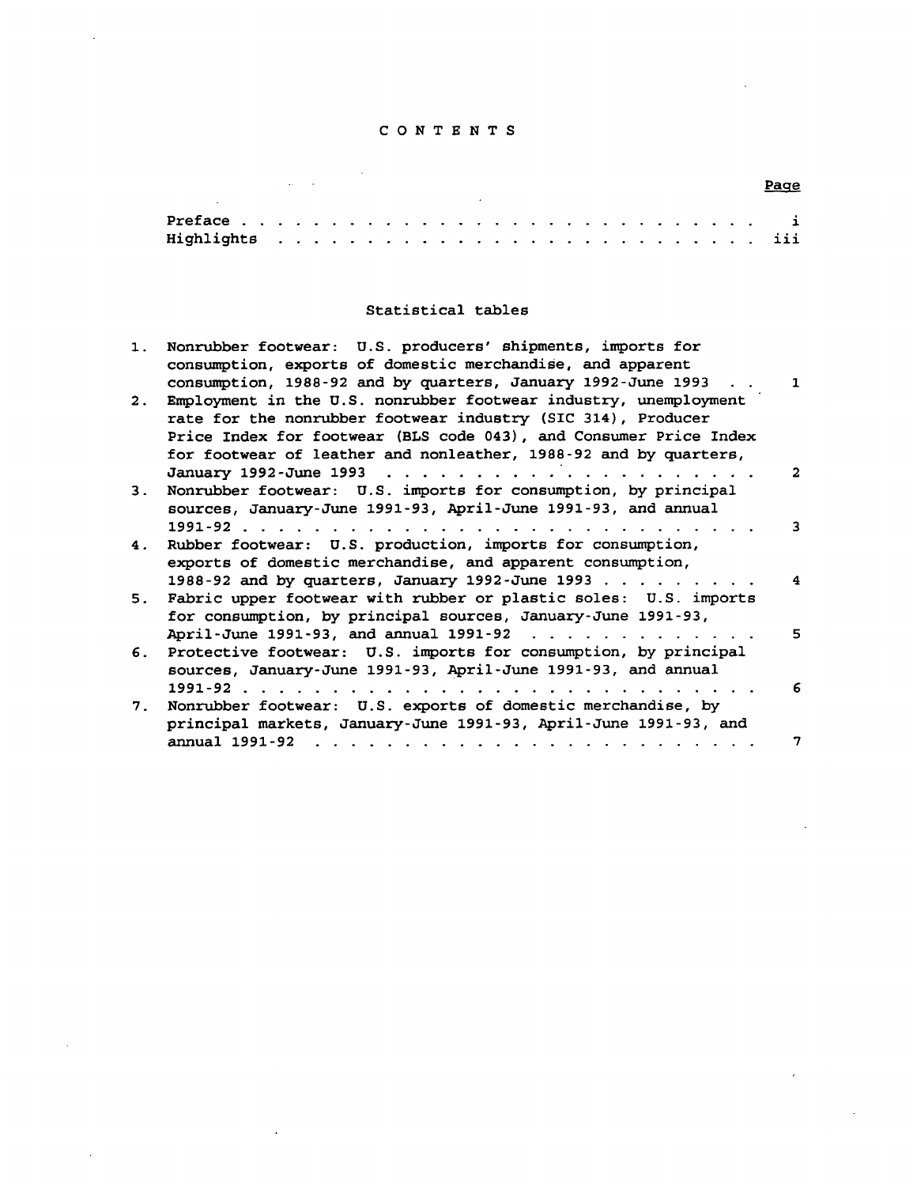# CONTENTS

| | Page |
|---|---|
| Preface | i |
| Highlights | iii |

## Statistical tables

| | | |
|---|---|---|
| 1. | Nonrubber footwear: U.S. producers' shipments, imports for consumption, exports of domestic merchandise, and apparent consumption, 1988-92 and by quarters, January 1992-June 1993 | 1 |
| 2. | Employment in the U.S. nonrubber footwear industry, unemployment rate for the nonrubber footwear industry (SIC 314), Producer Price Index for footwear (BLS code 043), and Consumer Price Index for footwear of leather and nonleather, 1988-92 and by quarters, January 1992-June 1993 | 2 |
| 3. | Nonrubber footwear: U.S. imports for consumption, by principal sources, January-June 1991-93, April-June 1991-93, and annual 1991-92 | 3 |
| 4. | Rubber footwear: U.S. production, imports for consumption, exports of domestic merchandise, and apparent consumption, 1988-92 and by quarters, January 1992-June 1993 | 4 |
| 5. | Fabric upper footwear with rubber or plastic soles: U.S. imports for consumption, by principal sources, January-June 1991-93, April-June 1991-93, and annual 1991-92 | 5 |
| 6. | Protective footwear: U.S. imports for consumption, by principal sources, January-June 1991-93, April-June 1991-93, and annual 1991-92 | 6 |
| 7. | Nonrubber footwear: U.S. exports of domestic merchandise, by principal markets, January-June 1991-93, April-June 1991-93, and annual 1991-92 | 7 |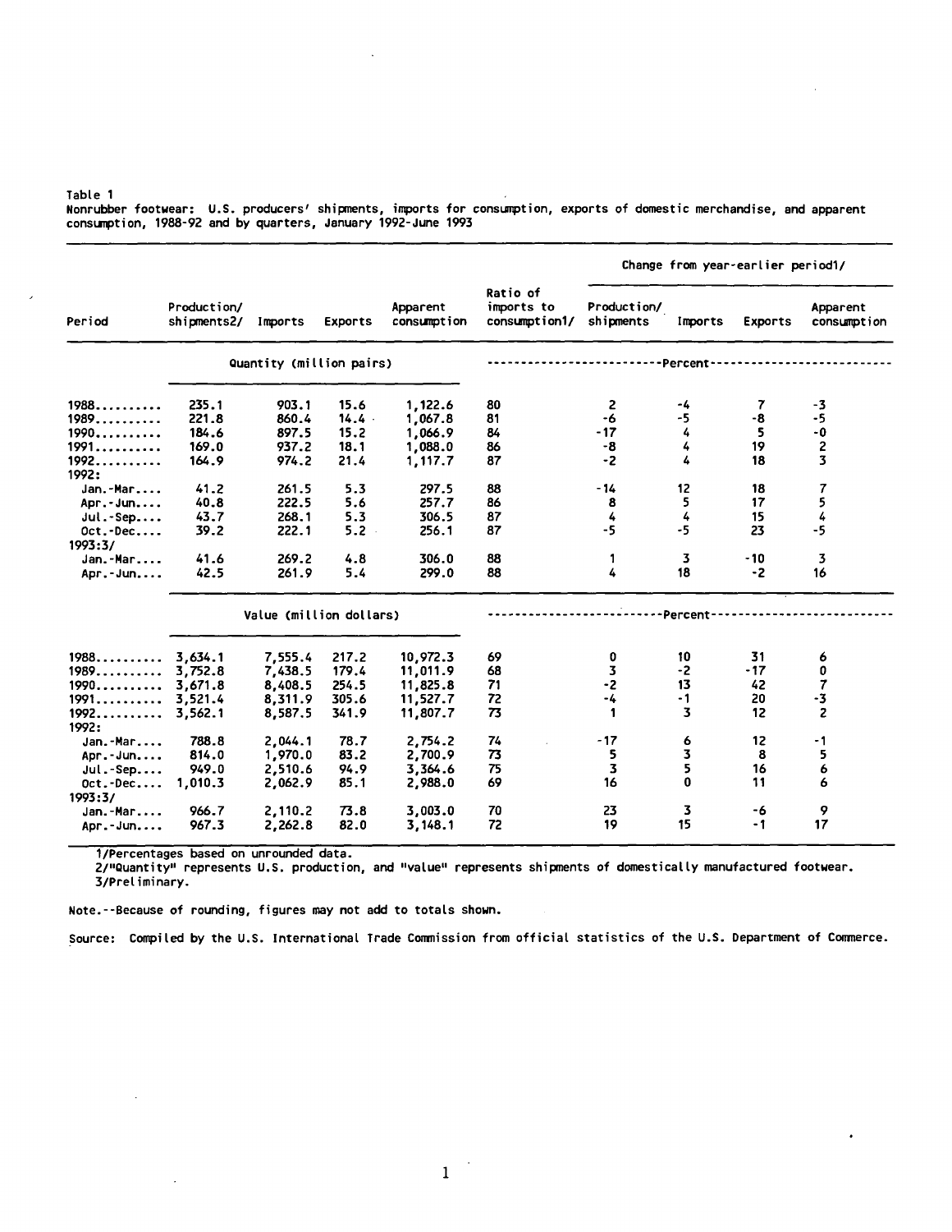Table 1
Nonrubber footwear: U.S. producers' shipments, imports for consumption, exports of domestic merchandise, and apparent consumption, 1988-92 and by quarters, January 1992-June 1993

| Period | Production/ shipments2/ | Imports | Exports | Apparent consumption | Ratio of imports to consumption1/ | Change from year-earlier period1/ Production/ shipments | Imports | Exports | Apparent consumption |
|---|---|---|---|---|---|---|---|---|---|
| | Quantity (million pairs) | | | | Percent | | | | |
| 1988.......... | 235.1 | 903.1 | 15.6 | 1,122.6 | 80 | 2 | -4 | 7 | -3 |
| 1989.......... | 221.8 | 860.4 | 14.4 | 1,067.8 | 81 | -6 | -5 | -8 | -5 |
| 1990.......... | 184.6 | 897.5 | 15.2 | 1,066.9 | 84 | -17 | 4 | 5 | -0 |
| 1991.......... | 169.0 | 937.2 | 18.1 | 1,088.0 | 86 | -8 | 4 | 19 | 2 |
| 1992.......... | 164.9 | 974.2 | 21.4 | 1,117.7 | 87 | -2 | 4 | 18 | 3 |
| 1992: | | | | | | | | | |
| Jan.-Mar.... | 41.2 | 261.5 | 5.3 | 297.5 | 88 | -14 | 12 | 18 | 7 |
| Apr.-Jun.... | 40.8 | 222.5 | 5.6 | 257.7 | 86 | 8 | 5 | 17 | 5 |
| Jul.-Sep.... | 43.7 | 268.1 | 5.3 | 306.5 | 87 | 4 | 4 | 15 | 4 |
| Oct.-Dec.... | 39.2 | 222.1 | 5.2 | 256.1 | 87 | -5 | -5 | 23 | -5 |
| 1993:3/ | | | | | | | | | |
| Jan.-Mar.... | 41.6 | 269.2 | 4.8 | 306.0 | 88 | 1 | 3 | -10 | 3 |
| Apr.-Jun.... | 42.5 | 261.9 | 5.4 | 299.0 | 88 | 4 | 18 | -2 | 16 |
| | Value (million dollars) | | | | Percent | | | | |
| 1988.......... | 3,634.1 | 7,555.4 | 217.2 | 10,972.3 | 69 | 0 | 10 | 31 | 6 |
| 1989.......... | 3,752.8 | 7,438.5 | 179.4 | 11,011.9 | 68 | 3 | -2 | -17 | 0 |
| 1990.......... | 3,671.8 | 8,408.5 | 254.5 | 11,825.8 | 71 | -2 | 13 | 42 | 7 |
| 1991.......... | 3,521.4 | 8,311.9 | 305.6 | 11,527.7 | 72 | -4 | -1 | 20 | -3 |
| 1992.......... | 3,562.1 | 8,587.5 | 341.9 | 11,807.7 | 73 | 1 | 3 | 12 | 2 |
| 1992: | | | | | | | | | |
| Jan.-Mar.... | 788.8 | 2,044.1 | 78.7 | 2,754.2 | 74 | -17 | 6 | 12 | -1 |
| Apr.-Jun.... | 814.0 | 1,970.0 | 83.2 | 2,700.9 | 73 | 5 | 3 | 8 | 5 |
| Jul.-Sep.... | 949.0 | 2,510.6 | 94.9 | 3,364.6 | 75 | 3 | 5 | 16 | 6 |
| Oct.-Dec.... | 1,010.3 | 2,062.9 | 85.1 | 2,988.0 | 69 | 16 | 0 | 11 | 6 |
| 1993:3/ | | | | | | | | | |
| Jan.-Mar.... | 966.7 | 2,110.2 | 73.8 | 3,003.0 | 70 | 23 | 3 | -6 | 9 |
| Apr.-Jun.... | 967.3 | 2,262.8 | 82.0 | 3,148.1 | 72 | 19 | 15 | -1 | 17 |

1/Percentages based on unrounded data.
2/"Quantity" represents U.S. production, and "value" represents shipments of domestically manufactured footwear.
3/Preliminary.

Note.--Because of rounding, figures may not add to totals shown.

Source: Compiled by the U.S. International Trade Commission from official statistics of the U.S. Department of Commerce.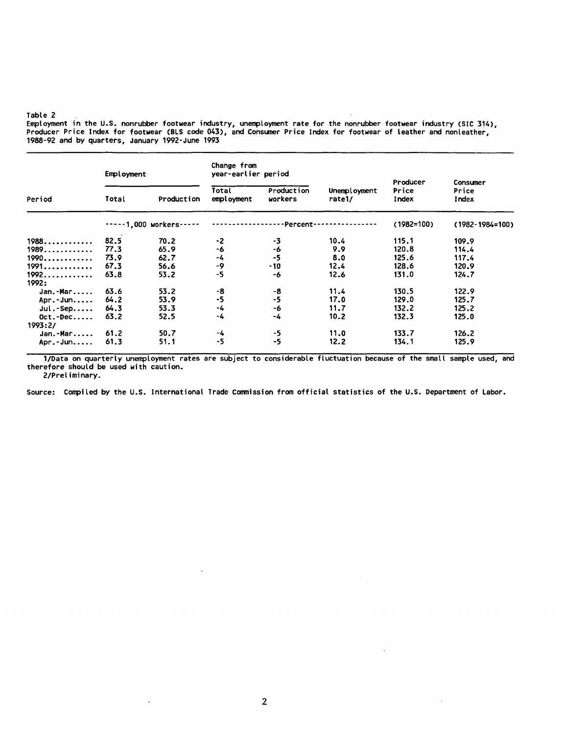Table 2
Employment in the U.S. nonrubber footwear industry, unemployment rate for the nonrubber footwear industry (SIC 314), Producer Price Index for footwear (BLS code 043), and Consumer Price Index for footwear of leather and nonleather, 1988-92 and by quarters, January 1992-June 1993

| Period | Employment | | Change from year-earlier period | | Unemployment rate1/ | Producer Price Index | Consumer Price Index |
|---|---|---|---|---|---|---|---|
| | Total | Production | Total employment | Production workers | | | |
| | -----1,000 workers----- | | ------------------Percent---------------- | | | (1982=100) | (1982-1984=100) |
| 1988............ | 82.5 | 70.2 | -2 | -3 | 10.4 | 115.1 | 109.9 |
| 1989............ | 77.3 | 65.9 | -6 | -6 | 9.9 | 120.8 | 114.4 |
| 1990............ | 73.9 | 62.7 | -4 | -5 | 8.0 | 125.6 | 117.4 |
| 1991............ | 67.3 | 56.6 | -9 | -10 | 12.4 | 128.6 | 120.9 |
| 1992............ | 63.8 | 53.2 | -5 | -6 | 12.6 | 131.0 | 124.7 |
| 1992: | | | | | | | |
| Jan.-Mar..... | 63.6 | 53.2 | -8 | -8 | 11.4 | 130.5 | 122.9 |
| Apr.-Jun..... | 64.2 | 53.9 | -5 | -5 | 17.0 | 129.0 | 125.7 |
| Jul.-Sep..... | 64.3 | 53.3 | -4 | -6 | 11.7 | 132.2 | 125.2 |
| Oct.-Dec..... | 63.2 | 52.5 | -4 | -4 | 10.2 | 132.3 | 125.0 |
| 1993:2/ | | | | | | | |
| Jan.-Mar..... | 61.2 | 50.7 | -4 | -5 | 11.0 | 133.7 | 126.2 |
| Apr.-Jun..... | 61.3 | 51.1 | -5 | -5 | 12.2 | 134.1 | 125.9 |

1/Data on quarterly unemployment rates are subject to considerable fluctuation because of the small sample used, and therefore should be used with caution.
2/Preliminary.

Source: Compiled by the U.S. International Trade Commission from official statistics of the U.S. Department of Labor.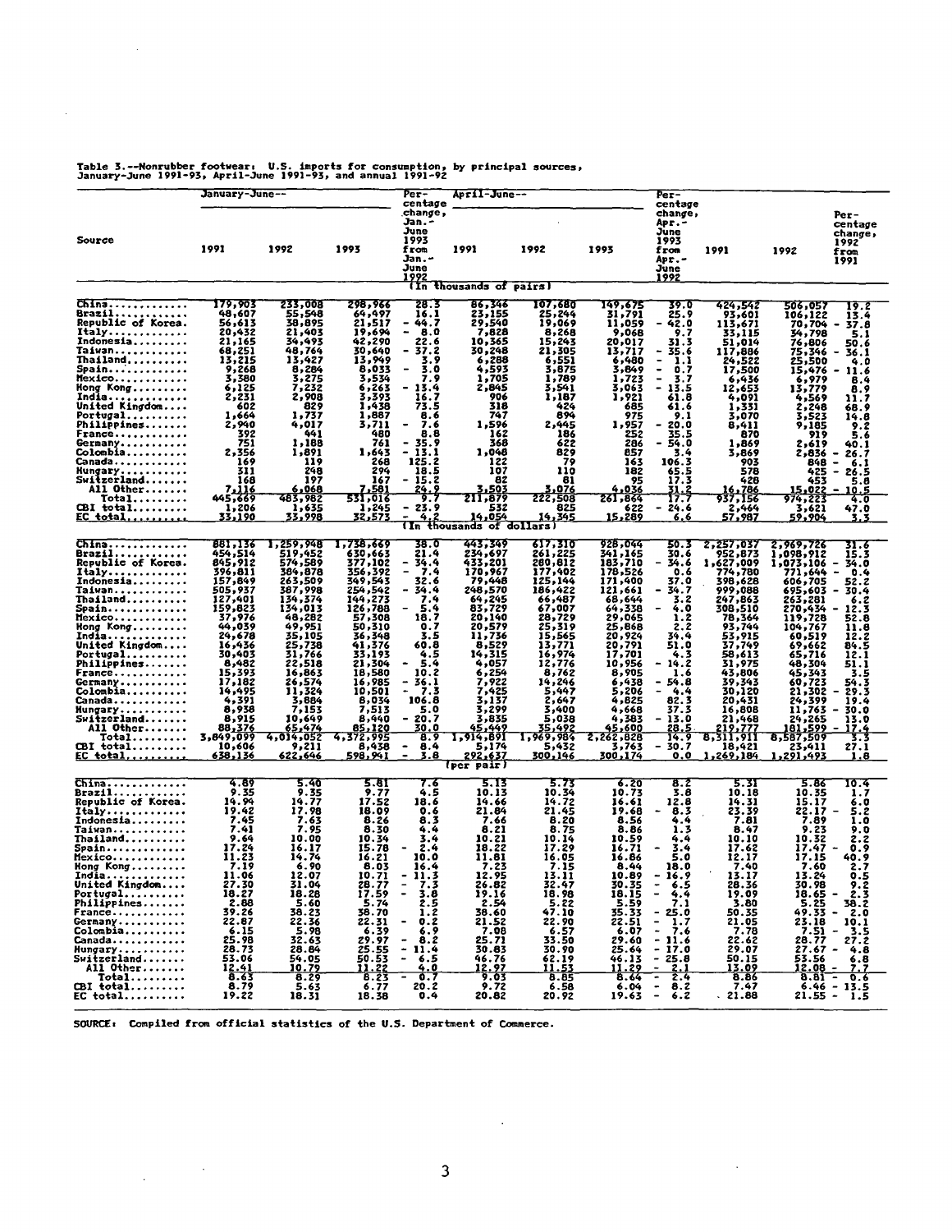Table 3.--Nonrubber footwear: U.S. imports for consumption, by principal sources, January-June 1991-93, April-June 1991-93, and annual 1991-92

| Source | January-June-- 1991 | 1992 | 1993 | Percentage change, Jan.-June 1993 from Jan.-June 1992 | April-June-- 1991 | 1992 | 1993 | Percentage change, Apr.-June 1993 from Apr.-June 1992 | 1991 | 1992 | Percentage change, 1992 from 1991 |
|---|---|---|---|---|---|---|---|---|---|---|---|
| | | | | (In thousands of pairs) | | | | | | | |
| China | 179,903 | 233,008 | 298,966 | 28.3 | 86,346 | 107,680 | 149,675 | 39.0 | 424,542 | 506,057 | 19.2 |
| Brazil | 48,607 | 55,548 | 64,497 | 16.1 | 23,155 | 25,244 | 31,791 | 25.9 | 93,601 | 106,122 | 13.4 |
| Republic of Korea | 56,613 | 38,895 | 21,517 | - 44.7 | 29,540 | 19,069 | 11,059 | - 42.0 | 113,671 | 70,704 | - 37.8 |
| Italy | 20,432 | 21,403 | 19,694 | - 8.0 | 7,828 | 8,268 | 9,068 | 9.7 | 33,115 | 34,798 | 5.1 |
| Indonesia | 21,165 | 34,493 | 42,290 | 22.6 | 10,365 | 15,243 | 20,017 | 31.3 | 51,014 | 76,806 | 50.6 |
| Taiwan | 68,251 | 48,764 | 30,640 | - 37.2 | 30,248 | 21,305 | 13,717 | - 35.6 | 117,886 | 75,346 | - 36.1 |
| Thailand | 13,215 | 13,427 | 13,949 | 3.9 | 6,288 | 6,551 | 6,480 | - 1.1 | 24,522 | 25,500 | 4.0 |
| Spain | 9,268 | 8,284 | 8,033 | - 3.0 | 4,593 | 3,875 | 3,849 | - 0.7 | 17,500 | 15,476 | - 11.6 |
| Mexico | 3,580 | 3,275 | 3,534 | 7.9 | 1,705 | 1,789 | 1,723 | - 3.7 | 6,436 | 6,979 | 8.4 |
| Hong Kong | 6,125 | 7,232 | 6,263 | - 13.4 | 2,845 | 3,541 | 3,063 | - 13.5 | 12,653 | 13,779 | 8.9 |
| India | 2,231 | 2,908 | 3,393 | 16.7 | 906 | 1,187 | 1,921 | 61.8 | 4,091 | 4,569 | 11.7 |
| United Kingdom | 602 | 829 | 1,438 | 73.5 | 318 | 424 | 685 | 61.6 | 1,331 | 2,248 | 68.9 |
| Portugal | 1,664 | 1,737 | 1,887 | 8.6 | 747 | 894 | 975 | 9.1 | 3,070 | 3,523 | 14.8 |
| Philippines | 2,940 | 4,017 | 3,711 | - 7.6 | 1,596 | 2,445 | 1,957 | - 20.0 | 8,411 | 9,185 | 9.2 |
| France | 392 | 441 | 480 | 8.8 | 162 | 186 | 252 | 35.5 | 870 | 919 | 5.6 |
| Germany | 751 | 1,188 | 761 | - 35.9 | 368 | 622 | 286 | - 54.0 | 1,869 | 2,619 | 40.1 |
| Colombia | 2,356 | 1,891 | 1,643 | - 13.1 | 1,048 | 829 | 857 | 3.4 | 3,869 | 2,836 | - 26.7 |
| Canada | 169 | 119 | 268 | 125.2 | 122 | 79 | 163 | 106.3 | 903 | 848 | - 6.1 |
| Hungary | 311 | 248 | 294 | 18.5 | 107 | 110 | 182 | 65.5 | 578 | 425 | - 26.5 |
| Switzerland | 168 | 197 | 167 | - 15.2 | 82 | 81 | 95 | 17.3 | 428 | 453 | 5.8 |
| All Other | 7,116 | 6,068 | 7,581 | 24.9 | 3,503 | 3,076 | 4,036 | 31.2 | 16,786 | 15,022 | - 10.5 |
| Total | 445,669 | 483,982 | 531,016 | 9.7 | 211,879 | 222,508 | 261,864 | 17.7 | 937,156 | 974,223 | 4.0 |
| CBI total | 1,206 | 1,635 | 1,245 | - 23.9 | 532 | 825 | 622 | - 24.6 | 2,464 | 3,621 | 47.0 |
| EC total | 33,190 | 33,998 | 32,573 | - 4.2 | 14,054 | 14,345 | 15,289 | 6.6 | 57,987 | 59,904 | 3.3 |
| | | | | (In thousands of dollars) | | | | | | | |
| China | 881,136 | 1,259,948 | 1,738,669 | 38.0 | 443,349 | 617,310 | 928,044 | 50.3 | 2,257,037 | 2,969,726 | 31.6 |
| Brazil | 454,514 | 519,452 | 630,663 | 21.4 | 234,697 | 261,225 | 341,165 | 30.6 | 952,873 | 1,098,912 | 15.3 |
| Republic of Korea | 845,912 | 574,589 | 377,102 | - 34.4 | 433,201 | 280,812 | 183,710 | - 34.6 | 1,627,009 | 1,073,106 | - 34.0 |
| Italy | 396,811 | 384,878 | 356,392 | - 7.4 | 170,967 | 177,402 | 178,526 | 0.6 | 774,780 | 771,644 | - 0.4 |
| Indonesia | 157,849 | 263,509 | 349,543 | 32.6 | 79,448 | 125,144 | 171,400 | 37.0 | 398,628 | 606,705 | 52.2 |
| Taiwan | 505,937 | 387,998 | 254,542 | - 34.4 | 248,570 | 186,422 | 121,661 | - 34.7 | 999,088 | 695,603 | - 30.4 |
| Thailand | 127,401 | 134,374 | 144,273 | 7.4 | 64,245 | 66,487 | 68,644 | 3.2 | 247,863 | 263,281 | 6.2 |
| Spain | 159,823 | 134,013 | 126,788 | - 5.4 | 83,729 | 67,007 | 64,338 | - 4.0 | 308,510 | 270,434 | - 12.3 |
| Mexico | 37,976 | 48,282 | 57,308 | 18.7 | 20,140 | 28,729 | 29,065 | 1.2 | 78,364 | 119,728 | 52.8 |
| Hong Kong | 44,039 | 49,951 | 50,310 | 0.7 | 20,579 | 25,319 | 25,868 | 2.2 | 93,744 | 104,767 | 11.8 |
| India | 24,678 | 35,105 | 36,348 | 3.5 | 11,736 | 15,565 | 20,924 | 34.4 | 53,915 | 60,519 | 12.2 |
| United Kingdom | 16,436 | 25,738 | 41,376 | 60.8 | 8,529 | 13,771 | 20,791 | 51.0 | 37,749 | 69,662 | 84.5 |
| Portugal | 30,403 | 31,766 | 33,193 | 4.5 | 14,315 | 16,974 | 17,701 | 4.3 | 58,613 | 65,716 | 12.1 |
| Philippines | 8,482 | 22,518 | 21,304 | - 5.4 | 4,057 | 12,776 | 10,956 | - 14.2 | 31,975 | 48,304 | 51.1 |
| France | 15,393 | 16,863 | 18,580 | 10.2 | 6,254 | 8,762 | 8,905 | 1.6 | 43,806 | 45,343 | 3.5 |
| Germany | 17,182 | 26,574 | 16,985 | - 36.1 | 7,922 | 14,246 | 6,438 | - 54.8 | 39,343 | 60,723 | 54.3 |
| Colombia | 14,495 | 11,324 | 10,501 | - 7.3 | 7,425 | 5,447 | 5,206 | - 4.4 | 30,120 | 21,302 | - 29.3 |
| Canada | 4,391 | 3,884 | 8,034 | 106.8 | 3,137 | 2,647 | 4,825 | 82.3 | 20,431 | 24,399 | 19.4 |
| Hungary | 8,938 | 7,153 | 7,513 | 5.0 | 3,299 | 3,400 | 4,668 | 37.3 | 16,808 | 11,763 | - 30.0 |
| Switzerland | 8,915 | 10,649 | 8,440 | - 20.7 | 3,835 | 5,038 | 4,383 | - 13.0 | 21,468 | 24,265 | 13.0 |
| All Other | 88,376 | 65,474 | 85,120 | 30.0 | 45,449 | 35,492 | 45,600 | 28.5 | 219,777 | 181,599 | - 17.4 |
| Total | 3,849,099 | 4,014,052 | 4,372,995 | 8.9 | 1,915,891 | 1,969,984 | 2,262,828 | 14.9 | 8,311,911 | 8,587,509 | 3.3 |
| CBI total | 10,606 | 9,211 | 8,438 | - 8.4 | 5,174 | 5,432 | 3,763 | - 30.7 | 18,421 | 23,411 | 27.1 |
| EC total | 638,136 | 622,646 | 598,941 | - 3.8 | 292,637 | 300,146 | 300,174 | 0.0 | 1,269,184 | 1,291,493 | 1.8 |
| | | | | (per pair) | | | | | | | |
| China | 4.89 | 5.40 | 5.81 | 7.6 | 5.13 | 5.73 | 6.20 | 8.2 | 5.31 | 5.86 | 10.4 |
| Brazil | 9.35 | 9.35 | 9.77 | 4.5 | 10.13 | 10.34 | 10.73 | 3.8 | 10.18 | 10.35 | 1.7 |
| Republic of Korea | 14.94 | 14.77 | 17.52 | 18.6 | 14.66 | 14.72 | 16.61 | 12.8 | 14.31 | 15.17 | 6.0 |
| Italy | 19.42 | 17.98 | 18.09 | 0.6 | 21.84 | 21.45 | 19.68 | - 8.3 | 23.39 | 22.17 | - 5.2 |
| Indonesia | 7.45 | 7.63 | 8.26 | 8.3 | 7.66 | 8.20 | 8.56 | 4.4 | 7.81 | 7.89 | 1.0 |
| Taiwan | 7.41 | 7.95 | 8.30 | 4.4 | 8.21 | 8.75 | 8.86 | 1.3 | 8.47 | 9.23 | 9.0 |
| Thailand | 9.64 | 10.00 | 10.34 | 3.4 | 10.21 | 10.14 | 10.59 | 4.4 | 10.10 | 10.32 | 2.2 |
| Spain | 17.24 | 16.17 | 15.78 | - 2.4 | 18.22 | 17.29 | 16.71 | - 3.4 | 17.62 | 17.47 | - 0.9 |
| Mexico | 11.23 | 14.74 | 16.21 | 10.0 | 11.81 | 16.05 | 16.86 | 5.0 | 12.17 | 17.15 | 40.9 |
| Hong Kong | 7.19 | 6.90 | 8.03 | 16.4 | 7.23 | 7.15 | 8.44 | 18.0 | 7.40 | 7.60 | 2.7 |
| India | 11.06 | 12.07 | 10.71 | - 11.3 | 12.95 | 13.11 | 10.89 | - 16.9 | 13.17 | 13.24 | 0.5 |
| United Kingdom | 27.30 | 31.04 | 28.77 | - 7.3 | 26.82 | 32.47 | 30.35 | - 6.5 | 28.36 | 30.98 | 9.2 |
| Portugal | 18.27 | 18.28 | 17.59 | - 3.8 | 19.16 | 18.98 | 18.15 | - 4.4 | 19.09 | 18.65 | - 2.3 |
| Philippines | 2.88 | 5.60 | 5.74 | 2.5 | 2.54 | 5.22 | 5.59 | 7.1 | 3.80 | 5.25 | 38.2 |
| France | 39.26 | 38.23 | 38.70 | 1.2 | 38.60 | 47.10 | 35.33 | - 25.0 | 50.35 | 49.33 | - 2.0 |
| Germany | 22.87 | 22.36 | 22.31 | - 0.2 | 21.52 | 22.90 | 22.51 | - 1.7 | 21.05 | 23.18 | 10.1 |
| Colombia | 6.15 | 5.98 | 6.39 | 6.9 | 7.08 | 6.57 | 6.07 | - 7.6 | 7.78 | 7.51 | - 3.5 |
| Canada | 25.98 | 32.63 | 29.97 | - 8.2 | 25.71 | 33.50 | 29.60 | - 11.6 | 22.62 | 28.77 | 27.2 |
| Hungary | 28.73 | 28.84 | 25.55 | - 11.4 | 30.83 | 30.90 | 25.64 | - 17.0 | 29.07 | 27.67 | - 4.8 |
| Switzerland | 53.06 | 54.05 | 50.53 | - 6.5 | 46.76 | 62.19 | 46.13 | - 25.8 | 50.15 | 53.56 | 6.8 |
| All Other | 12.41 | 10.79 | 11.22 | 4.0 | 12.97 | 11.53 | 11.29 | - 2.1 | 13.09 | 12.08 | - 7.7 |
| Total | 8.63 | 8.29 | 8.23 | - 0.7 | 9.03 | 8.85 | 8.64 | - 2.4 | 8.86 | 8.81 | - 0.6 |
| CBI total | 8.79 | 5.63 | 6.77 | 20.2 | 9.72 | 6.58 | 6.04 | - 8.2 | 7.47 | 6.46 | - 13.5 |
| EC total | 19.22 | 18.31 | 18.38 | 0.4 | 20.82 | 20.92 | 19.63 | - 6.2 | 21.88 | 21.55 | - 1.5 |

SOURCE: Compiled from official statistics of the U.S. Department of Commerce.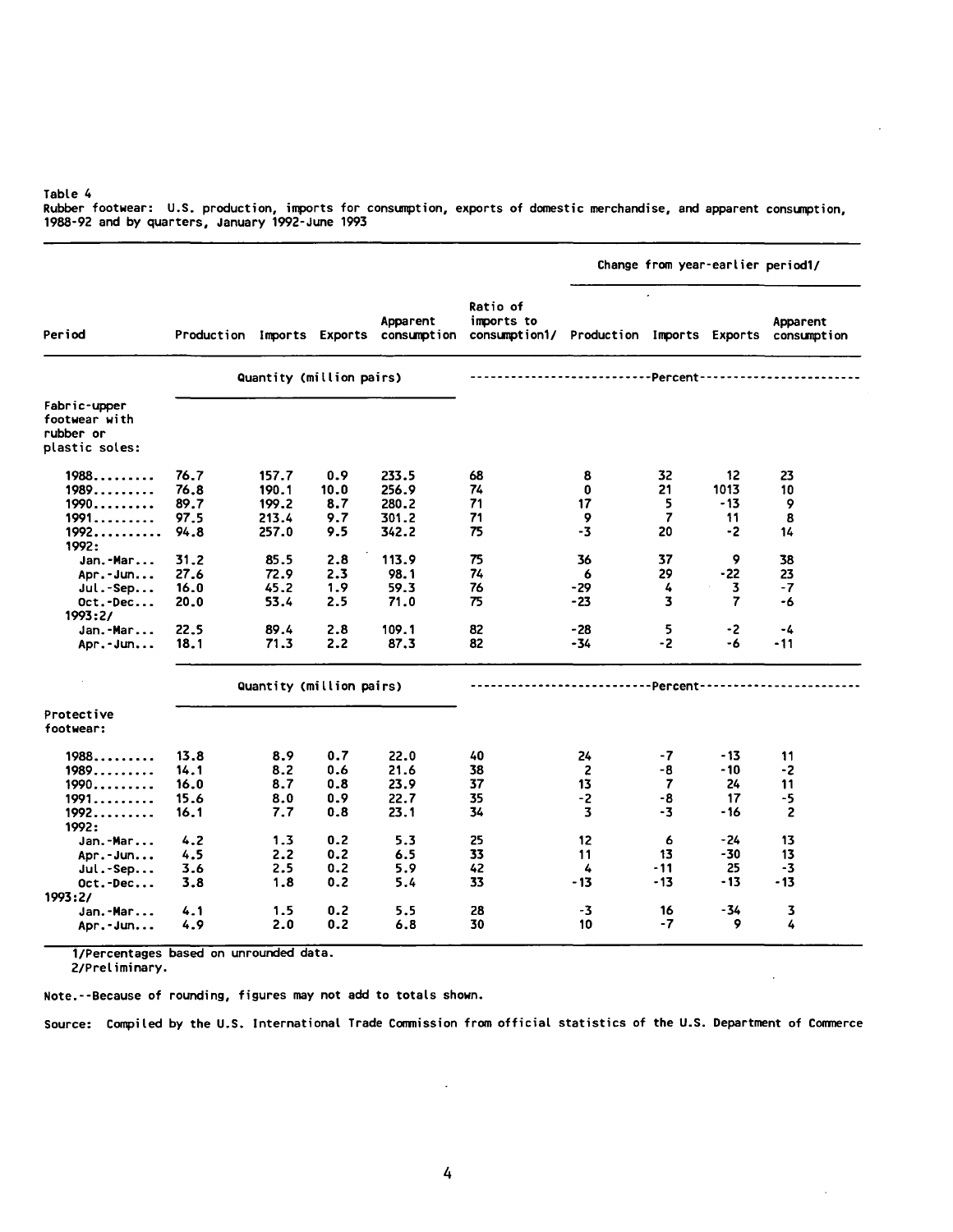Table 4
Rubber footwear: U.S. production, imports for consumption, exports of domestic merchandise, and apparent consumption, 1988-92 and by quarters, January 1992-June 1993

| Period | Production | Imports | Exports | Apparent consumption | Ratio of imports to consumption1/ | Change from year-earlier period1/ Production | Imports | Exports | Apparent consumption |
|---|---|---|---|---|---|---|---|---|---|
| | Quantity (million pairs) | | | | --------Percent-------- | | | | |
| **Fabric-upper footwear with rubber or plastic soles:** | | | | | | | | | |
| 1988......... | 76.7 | 157.7 | 0.9 | 233.5 | 68 | 8 | 32 | 12 | 23 |
| 1989......... | 76.8 | 190.1 | 10.0 | 256.9 | 74 | 0 | 21 | 1013 | 10 |
| 1990......... | 89.7 | 199.2 | 8.7 | 280.2 | 71 | 17 | 5 | -13 | 9 |
| 1991......... | 97.5 | 213.4 | 9.7 | 301.2 | 71 | 9 | 7 | 11 | 8 |
| 1992......... | 94.8 | 257.0 | 9.5 | 342.2 | 75 | -3 | 20 | -2 | 14 |
| 1992: | | | | | | | | | |
| Jan.-Mar... | 31.2 | 85.5 | 2.8 | 113.9 | 75 | 36 | 37 | 9 | 38 |
| Apr.-Jun... | 27.6 | 72.9 | 2.3 | 98.1 | 74 | 6 | 29 | -22 | 23 |
| Jul.-Sep... | 16.0 | 45.2 | 1.9 | 59.3 | 76 | -29 | 4 | 3 | -7 |
| Oct.-Dec... | 20.0 | 53.4 | 2.5 | 71.0 | 75 | -23 | 3 | 7 | -6 |
| 1993:2/ | | | | | | | | | |
| Jan.-Mar... | 22.5 | 89.4 | 2.8 | 109.1 | 82 | -28 | 5 | -2 | -4 |
| Apr.-Jun... | 18.1 | 71.3 | 2.2 | 87.3 | 82 | -34 | -2 | -6 | -11 |
| | Quantity (million pairs) | | | | --------Percent-------- | | | | |
| **Protective footwear:** | | | | | | | | | |
| 1988......... | 13.8 | 8.9 | 0.7 | 22.0 | 40 | 24 | -7 | -13 | 11 |
| 1989......... | 14.1 | 8.2 | 0.6 | 21.6 | 38 | 2 | -8 | -10 | -2 |
| 1990......... | 16.0 | 8.7 | 0.8 | 23.9 | 37 | 13 | 7 | 24 | 11 |
| 1991......... | 15.6 | 8.0 | 0.9 | 22.7 | 35 | -2 | -8 | 17 | -5 |
| 1992......... | 16.1 | 7.7 | 0.8 | 23.1 | 34 | 3 | -3 | -16 | 2 |
| 1992: | | | | | | | | | |
| Jan.-Mar... | 4.2 | 1.3 | 0.2 | 5.3 | 25 | 12 | 6 | -24 | 13 |
| Apr.-Jun... | 4.5 | 2.2 | 0.2 | 6.5 | 33 | 11 | 13 | -30 | 13 |
| Jul.-Sep... | 3.6 | 2.5 | 0.2 | 5.9 | 42 | 4 | -11 | 25 | -3 |
| Oct.-Dec... | 3.8 | 1.8 | 0.2 | 5.4 | 33 | -13 | -13 | -13 | -13 |
| 1993:2/ | | | | | | | | | |
| Jan.-Mar... | 4.1 | 1.5 | 0.2 | 5.5 | 28 | -3 | 16 | -34 | 3 |
| Apr.-Jun... | 4.9 | 2.0 | 0.2 | 6.8 | 30 | 10 | -7 | 9 | 4 |

1/Percentages based on unrounded data.
2/Preliminary.

Note.--Because of rounding, figures may not add to totals shown.

Source: Compiled by the U.S. International Trade Commission from official statistics of the U.S. Department of Commerce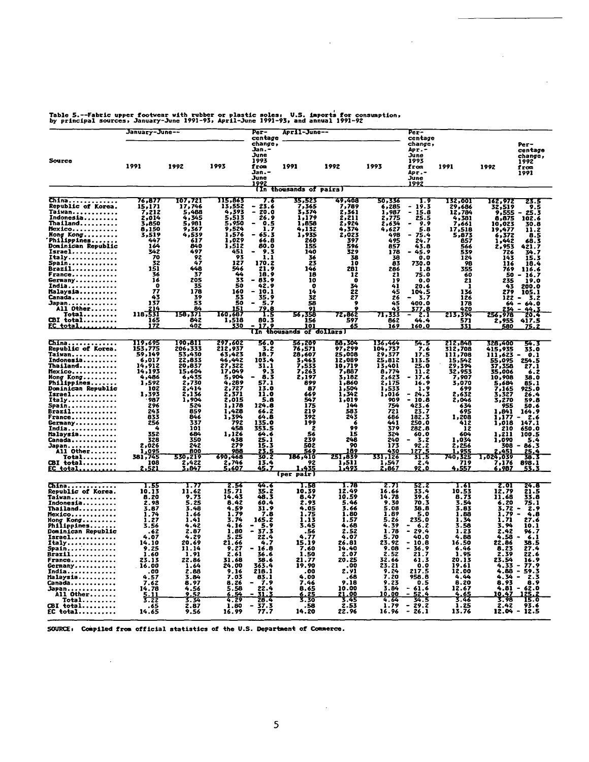Table 5.--Fabric upper footwear with rubber or plastic soles: U.S. imports for consumption, by principal sources, January-June 1991-93, April-June 1991-93, and annual 1991-92

| Source | January-June-- 1991 | 1992 | 1993 | Percentage change, Jan.-June 1993 from Jan.-June 1992 | April-June-- 1991 | 1992 | 1993 | Percentage change, Apr.-June 1993 from Apr.-June 1992 | 1991 | 1992 | Percentage change, 1992 from 1991 |
|---|---|---|---|---|---|---|---|---|---|---|---|
| | | | | | (In thousands of pairs) | | | | | | |
| China | 76,877 | 107,721 | 115,863 | 7.6 | 35,523 | 49,408 | 50,336 | 1.9 | 132,001 | 162,972 | 23.5 |
| Republic of Korea | 15,171 | 17,746 | 13,552 | - 23.6 | 7,365 | 7,789 | 6,285 | - 19.3 | 29,686 | 32,519 | 9.5 |
| Taiwan | 7,212 | 5,488 | 4,393 | - 20.0 | 3,374 | 2,361 | 1,987 | - 15.8 | 12,784 | 9,555 | - 25.3 |
| Indonesia | 2,014 | 4,345 | 5,513 | 26.9 | 1,179 | 2,211 | 2,775 | 25.5 | 4,381 | 8,875 | 102.6 |
| Thailand | 3,850 | 5,981 | 5,950 | - 0.5 | 1,858 | 2,924 | 2,634 | - 9.9 | 7,661 | 10,023 | 30.8 |
| Mexico | 8,150 | 9,367 | 9,524 | 1.7 | 4,132 | 4,374 | 4,627 | 5.8 | 17,518 | 19,477 | 11.2 |
| Hong Kong | 3,519 | 4,539 | 1,576 | - 65.3 | 1,935 | 2,023 | 498 | - 75.4 | 5,873 | 6,372 | 8.5 |
| Philippines | 447 | 617 | 1,029 | 66.8 | 260 | 397 | 495 | 24.7 | 857 | 1,442 | 68.3 |
| Dominican Republic | 164 | 840 | 1,512 | 80.0 | 155 | 596 | 857 | 43.8 | 566 | 2,953 | 421.7 |
| Israel | 342 | 497 | 451 | - 9.3 | 140 | 329 | 178 | - 45.9 | 539 | 726 | 34.7 |
| Italy | 70 | 92 | 93 | 1.1 | 36 | 38 | 38 | 0.0 | 124 | 143 | 15.3 |
| Spain | 32 | 47 | 127 | 170.2 | 23 | 10 | 83 | 730.0 | 98 | 116 | 18.4 |
| Brazil | 151 | 448 | 546 | 21.9 | 146 | 281 | 286 | 1.8 | 355 | 769 | 116.6 |
| France | 36 | 37 | 44 | 18.9 | 18 | 12 | 21 | 75.0 | 60 | 50 | - 16.7 |
| Germany | 16 | 205 | 33 | - 83.9 | 10 | 0 | 19 | 0.0 | 21 | 235 | 19.0 |
| India | 0 | 35 | 50 | 42.9 | 0 | 34 | 41 | 20.6 | 1 | 43 | 200.0 |
| Malaysia | 77 | 178 | 160 | - 10.1 | 14 | 22 | 45 | 104.5 | 136 | 279 | 105.1 |
| Canada | 43 | 39 | 53 | 35.9 | 32 | 27 | 26 | - 3.7 | 126 | 122 | - 3.2 |
| Japan | 137 | 53 | 50 | - 5.7 | 58 | 9 | 45 | 400.0 | 178 | 64 | - 64.0 |
| All Other | 214 | 84 | 151 | 79.8 | 91 | 9 | 43 | 377.8 | 420 | 234 | - 44.3 |
| Total | 118,531 | 158,371 | 160,687 | 1.5 | 56,358 | 72,862 | 71,333 | - 2.1 | 213,394 | 256,978 | 20.4 |
| CBI total | 165 | 842 | 1,518 | 80.3 | 156 | 597 | 862 | 44.4 | 571 | 2,955 | 417.5 |
| EC total | 172 | 402 | 330 | - 17.9 | 101 | 65 | 169 | 160.0 | 331 | 580 | 75.2 |
| | | | | | (In thousands of dollars) | | | | | | |
| China | 119,695 | 190,811 | 297,602 | 56.0 | 56,209 | 88,304 | 136,464 | 54.5 | 212,848 | 328,400 | 54.3 |
| Republic of Korea | 153,775 | 206,333 | 212,937 | 3.2 | 76,571 | 97,299 | 104,737 | 7.6 | 312,708 | 415,935 | 33.0 |
| Taiwan | 59,149 | 53,430 | 63,423 | 18.7 | 28,607 | 25,008 | 29,377 | 17.5 | 111,708 | 111,623 | - 0.1 |
| Indonesia | 6,017 | 22,833 | 46,442 | 103.4 | 3,463 | 12,089 | 25,812 | 113.5 | 15,542 | 55,095 | 254.5 |
| Thailand | 14,912 | 20,837 | 27,322 | 31.1 | 7,533 | 10,719 | 13,401 | 25.0 | 29,394 | 37,358 | 27.1 |
| Mexico | 14,193 | 15,604 | 17,049 | 9.3 | 7,263 | 7,887 | 8,774 | 11.2 | 32,953 | 35,006 | 6.2 |
| Hong Kong | 4,486 | 6,435 | 5,904 | - 8.3 | 2,197 | 3,182 | 2,623 | - 17.6 | 7,907 | 10,908 | 38.0 |
| Philippines | 1,592 | 2,730 | 4,289 | 57.1 | 899 | 1,860 | 2,175 | 16.9 | 3,070 | 5,684 | 85.1 |
| Dominican Republic | 102 | 2,414 | 2,727 | 13.0 | 87 | 1,504 | 1,533 | 1.9 | 699 | 7,165 | 925.0 |
| Israel | 1,393 | 2,136 | 2,371 | 11.0 | 669 | 1,342 | 1,016 | - 24.3 | 2,632 | 3,327 | 26.4 |
| Italy | 987 | 1,904 | 2,015 | 5.8 | 547 | 1,019 | 909 | - 10.8 | 2,046 | 3,270 | 59.8 |
| Spain | 296 | 524 | 1,178 | 124.8 | 175 | 144 | 754 | 423.6 | 634 | 955 | 50.6 |
| Brazil | 243 | 859 | 1,428 | 66.2 | 219 | 583 | 721 | 23.7 | 695 | 1,841 | 164.9 |
| France | 833 | 846 | 1,394 | 64.8 | 392 | 243 | 686 | 182.3 | 1,208 | 1,177 | - 2.6 |
| Germany | 256 | 337 | 792 | 135.0 | 199 | 6 | 441 | 250.0 | 412 | 1,018 | 147.1 |
| India | 4 | 101 | 458 | 353.5 | 2 | 99 | 379 | 282.8 | 12 | 210 | 650.0 |
| Malaysia | 352 | 684 | 1,126 | 64.6 | 56 | 15 | 324 | 60.0 | 604 | 1,211 | 100.5 |
| Canada | 328 | 350 | 438 | 25.1 | 239 | 248 | 240 | - 3.2 | 1,034 | 1,090 | 5.4 |
| Japan | 2,026 | 242 | 279 | 15.3 | 502 | 90 | 173 | 92.2 | 2,256 | 308 | - 86.3 |
| All Other | 1,095 | 800 | 988 | 23.5 | 569 | 189 | 430 | 127.5 | 1,955 | 2,451 | 25.4 |
| Total | 381,745 | 530,219 | 690,468 | 30.2 | 186,410 | 251,839 | 331,126 | 31.5 | 740,325 | 1,024,039 | 38.3 |
| CBI total | 108 | 2,422 | 2,746 | 13.4 | 92 | 1,511 | 1,547 | 2.4 | 719 | 7,176 | 898.1 |
| EC total | 2,521 | 3,847 | 5,607 | 45.7 | 1,435 | 1,493 | 2,867 | 92.0 | 4,557 | 6,987 | 53.3 |
| | | | | | (per pair) | | | | | | |
| China | 1.55 | 1.77 | 2.56 | 44.6 | 1.58 | 1.78 | 2.71 | 52.2 | 1.61 | 2.01 | 24.8 |
| Republic of Korea | 10.13 | 11.62 | 15.71 | 35.2 | 10.39 | 12.49 | 16.66 | 33.4 | 10.53 | 12.79 | 21.5 |
| Taiwan | 8.20 | 9.73 | 14.43 | 48.3 | 8.47 | 10.59 | 14.78 | 39.6 | 8.73 | 11.68 | 33.8 |
| Indonesia | 2.98 | 5.25 | 8.42 | 60.4 | 2.93 | 5.46 | 9.30 | 70.3 | 3.54 | 6.20 | 75.1 |
| Thailand | 3.87 | 3.48 | 4.59 | 31.9 | 4.05 | 3.66 | 5.08 | 38.8 | 3.83 | 3.72 | - 2.9 |
| Mexico | 1.74 | 1.66 | 1.79 | 7.8 | 1.75 | 1.80 | 1.89 | 5.0 | 1.88 | 1.79 | - 4.8 |
| Hong Kong | 1.27 | 1.41 | 3.74 | 165.2 | 1.13 | 1.57 | 5.26 | 235.0 | 1.34 | 1.71 | 27.6 |
| Philippines | 3.56 | 4.42 | 4.16 | - 5.9 | 3.45 | 4.68 | 4.39 | - 6.2 | 3.58 | 3.94 | 10.1 |
| Dominican Republic | .62 | 2.87 | 1.80 | - 37.3 | .56 | 2.52 | 1.78 | - 29.4 | 1.23 | 2.42 | 96.7 |
| Israel | 4.07 | 4.29 | 5.25 | 22.4 | 4.77 | 4.07 | 5.70 | 40.0 | 4.88 | 4.58 | - 6.1 |
| Italy | 14.10 | 20.69 | 21.66 | 4.7 | 15.19 | 26.81 | 23.92 | - 10.8 | 16.50 | 22.86 | 38.5 |
| Spain | 9.25 | 11.14 | 9.27 | - 16.8 | 7.60 | 14.40 | 9.08 | - 36.9 | 6.46 | 8.23 | 27.4 |
| Brazil | 1.60 | 1.91 | 2.61 | 36.6 | 1.50 | 2.07 | 2.52 | 21.7 | 1.95 | 2.39 | 22.6 |
| France | 23.13 | 22.86 | 31.68 | 38.6 | 21.77 | 20.25 | 32.66 | 61.3 | 20.13 | 23.54 | 16.9 |
| Germany | 16.00 | 1.64 | 24.00 | 363.4 | 19.90 | .00 | 23.21 | 0.0 | 19.61 | 4.33 | - 77.9 |
| India | .00 | 2.88 | 9.16 | 218.1 | .00 | 2.91 | 9.24 | 217.5 | 12.00 | 4.88 | - 59.3 |
| Malaysia | 4.57 | 3.84 | 7.03 | 83.1 | 4.00 | .68 | 7.20 | 958.8 | 4.44 | 4.34 | - 2.3 |
| Canada | 7.62 | 8.97 | 8.26 | - 7.9 | 7.46 | 9.18 | 9.23 | 0.5 | 8.20 | 8.93 | 8.9 |
| Japan | 14.78 | 4.56 | 5.58 | 22.4 | 8.65 | 10.00 | 3.84 | - 61.6 | 12.67 | 4.81 | - 62.0 |
| All Other | 5.11 | 9.52 | 6.54 | - 31.3 | 6.25 | 21.00 | 10.00 | - 52.4 | 4.65 | 10.47 | 125.2 |
| Total | 3.22 | 3.34 | 4.29 | 28.4 | 3.30 | 3.45 | 4.64 | 34.5 | 3.46 | 3.98 | 15.0 |
| CBI total | .65 | 2.87 | 1.80 | - 37.3 | .58 | 2.53 | 1.79 | - 29.2 | 1.25 | 2.42 | 93.6 |
| EC total | 14.65 | 9.56 | 16.99 | 77.7 | 14.20 | 22.96 | 16.96 | - 26.1 | 13.76 | 12.04 | - 12.5 |

SOURCE: Compiled from official statistics of the U.S. Department of Commerce.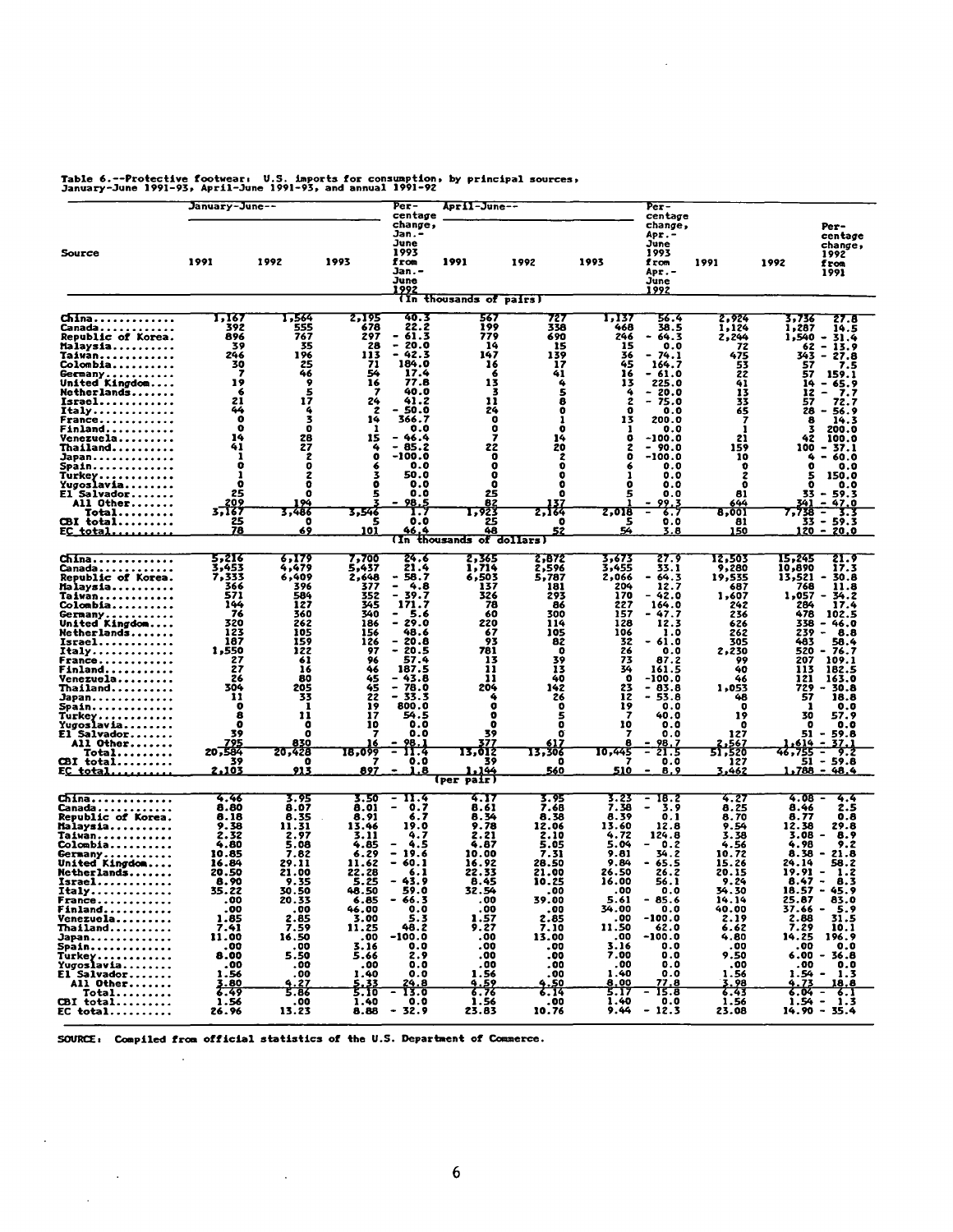Table 6.--Protective footwear: U.S. imports for consumption, by principal sources, January-June 1991-93, April-June 1991-93, and annual 1991-92

| Source | January-June-- | | | Percentage change, Jan.-June 1993 from Jan.-June 1992 | April-June-- | | | Percentage change, Apr.-June 1993 from Apr.-June 1992 | | | Percentage change, 1992 from 1991 |
|---|---|---|---|---|---|---|---|---|---|---|---|
| | 1991 | 1992 | 1993 | | 1991 | 1992 | 1993 | | 1991 | 1992 | |
| | (In thousands of pairs) | | | | | | | | | | |
| China | 1,167 | 1,564 | 2,195 | 40.3 | 567 | 727 | 1,137 | 56.4 | 2,924 | 3,736 | 27.8 |
| Canada | 392 | 555 | 678 | 22.2 | 199 | 338 | 468 | 38.5 | 1,124 | 1,287 | 14.5 |
| Republic of Korea | 896 | 767 | 297 | - 61.3 | 779 | 690 | 246 | - 64.3 | 2,244 | 1,540 | - 31.4 |
| Malaysia | 39 | 35 | 28 | - 20.0 | 14 | 15 | 15 | 0.0 | 72 | 62 | - 13.9 |
| Taiwan | 246 | 196 | 113 | - 42.3 | 147 | 139 | 36 | - 74.1 | 475 | 343 | - 27.8 |
| Colombia | 30 | 25 | 71 | 184.0 | 16 | 17 | 45 | 164.7 | 53 | 57 | 7.5 |
| Germany | 7 | 46 | 54 | 17.4 | 6 | 41 | 16 | - 61.0 | 22 | 57 | 159.1 |
| United Kingdom | 19 | 9 | 16 | 77.8 | 13 | 4 | 13 | 225.0 | 41 | 14 | - 65.9 |
| Netherlands | 6 | 5 | 7 | 40.0 | 3 | 5 | 4 | - 20.0 | 13 | 12 | - 7.7 |
| Israel | 21 | 17 | 24 | 41.2 | 11 | 8 | 2 | - 75.0 | 33 | 57 | 72.7 |
| Italy | 44 | 4 | 2 | - 50.0 | 24 | 0 | 0 | 0.0 | 65 | 28 | - 56.9 |
| France | 0 | 3 | 14 | 366.7 | 0 | 1 | 13 | 200.0 | 7 | 8 | 14.3 |
| Finland | 0 | 0 | 1 | 0.0 | 0 | 0 | 1 | 0.0 | 1 | 3 | 200.0 |
| Venezuela | 14 | 28 | 15 | - 46.4 | 7 | 14 | 0 | -100.0 | 21 | 42 | 100.0 |
| Thailand | 41 | 27 | 4 | - 85.2 | 22 | 20 | 2 | - 90.0 | 159 | 100 | - 37.1 |
| Japan | 1 | 2 | 0 | -100.0 | 0 | 2 | 0 | -100.0 | 10 | 4 | - 60.0 |
| Spain | 0 | 0 | 6 | 0.0 | 0 | 0 | 6 | 0.0 | 0 | 0 | 0.0 |
| Turkey | 1 | 2 | 3 | 50.0 | 0 | 0 | 1 | 0.0 | 2 | 5 | 150.0 |
| Yugoslavia | 0 | 0 | 0 | 0.0 | 0 | 0 | 0 | 0.0 | 0 | 0 | 0.0 |
| El Salvador | 25 | 0 | 5 | 0.0 | 25 | 0 | 5 | 0.0 | 81 | 33 | - 59.3 |
| All Other | 209 | 194 | 3 | - 98.5 | 82 | 137 | 1 | - 99.3 | 644 | 341 | - 47.0 |
| Total | 3,167 | 3,486 | 3,546 | 1.7 | 1,923 | 2,164 | 2,018 | - 6.7 | 8,001 | 7,738 | - 3.3 |
| CBI total | 25 | 0 | 5 | 0.0 | 25 | 0 | 5 | 0.0 | 81 | 33 | - 59.3 |
| EC total | 78 | 69 | 101 | 46.4 | 48 | 52 | 54 | 3.8 | 150 | 120 | - 20.0 |
| | (In thousands of dollars) | | | | | | | | | | |
| China | 5,216 | 6,179 | 7,700 | 24.6 | 2,365 | 2,872 | 3,673 | 27.9 | 12,503 | 15,245 | 21.9 |
| Canada | 3,453 | 4,479 | 5,437 | 21.4 | 1,714 | 2,596 | 3,455 | 33.1 | 9,280 | 10,890 | 17.3 |
| Republic of Korea | 7,333 | 6,409 | 2,648 | - 58.7 | 6,503 | 5,787 | 2,066 | - 64.3 | 19,535 | 13,521 | - 30.8 |
| Malaysia | 366 | 396 | 377 | - 4.8 | 137 | 181 | 204 | 12.7 | 687 | 768 | 11.8 |
| Taiwan | 571 | 584 | 352 | - 39.7 | 326 | 293 | 170 | - 42.0 | 1,607 | 1,057 | - 34.2 |
| Colombia | 144 | 127 | 345 | 171.7 | 78 | 86 | 227 | 164.0 | 242 | 284 | 17.4 |
| Germany | 76 | 360 | 340 | - 5.6 | 60 | 300 | 157 | - 47.7 | 236 | 478 | 102.5 |
| United Kingdom | 320 | 262 | 186 | - 29.0 | 220 | 114 | 128 | 12.3 | 626 | 338 | - 46.0 |
| Netherlands | 123 | 105 | 156 | 48.6 | 67 | 105 | 106 | 1.0 | 262 | 239 | - 8.8 |
| Israel | 187 | 159 | 126 | - 20.8 | 93 | 82 | 32 | - 61.0 | 305 | 483 | 58.4 |
| Italy | 1,550 | 122 | 97 | - 20.5 | 781 | 0 | 26 | 0.0 | 2,230 | 520 | - 76.7 |
| France | 27 | 61 | 96 | 57.4 | 13 | 39 | 73 | 87.2 | 99 | 207 | 109.1 |
| Finland | 27 | 16 | 46 | 187.5 | 11 | 13 | 34 | 161.5 | 40 | 113 | 182.5 |
| Venezuela | 26 | 80 | 45 | - 43.8 | 11 | 40 | 0 | -100.0 | 46 | 121 | 163.0 |
| Thailand | 304 | 205 | 45 | - 78.0 | 204 | 142 | 23 | - 83.8 | 1,053 | 729 | - 30.8 |
| Japan | 11 | 33 | 22 | - 33.3 | 4 | 26 | 12 | - 53.8 | 48 | 57 | 18.8 |
| Spain | 0 | 1 | 19 | 800.0 | 0 | 0 | 19 | 0.0 | 0 | 1 | 0.0 |
| Turkey | 8 | 11 | 17 | 54.5 | 0 | 5 | 7 | 40.0 | 19 | 30 | 57.9 |
| Yugoslavia | 0 | 0 | 10 | 0.0 | 0 | 0 | 10 | 0.0 | 0 | 0 | 0.0 |
| El Salvador | 39 | 0 | 7 | 0.0 | 39 | 0 | 7 | 0.0 | 127 | 51 | - 59.8 |
| All Other | 795 | 830 | 16 | - 98.1 | 377 | 617 | 8 | - 98.7 | 2,567 | 1,614 | - 37.1 |
| Total | 20,584 | 20,428 | 18,099 | - 11.4 | 13,012 | 13,306 | 10,445 | - 21.5 | 51,520 | 46,755 | - 9.2 |
| CBI total | 39 | 0 | 7 | 0.0 | 39 | 0 | 7 | 0.0 | 127 | 51 | - 59.8 |
| EC total | 2,103 | 913 | 897 | - 1.8 | 1,144 | 560 | 510 | - 8.9 | 3,462 | 1,788 | - 48.4 |
| | (per pair) | | | | | | | | | | |
| China | 4.46 | 3.95 | 3.50 | - 11.4 | 4.17 | 3.95 | 3.23 | - 18.2 | 4.27 | 4.08 | - 4.4 |
| Canada | 8.80 | 8.07 | 8.01 | - 0.7 | 8.61 | 7.68 | 7.38 | - 3.9 | 8.25 | 8.46 | 2.5 |
| Republic of Korea | 8.18 | 8.35 | 8.91 | 6.7 | 8.34 | 8.38 | 8.39 | 0.1 | 8.70 | 8.77 | 0.8 |
| Malaysia | 9.38 | 11.31 | 13.46 | 19.0 | 9.78 | 12.06 | 13.60 | 12.8 | 9.54 | 12.38 | 29.8 |
| Taiwan | 2.32 | 2.97 | 3.11 | 4.7 | 2.21 | 2.10 | 4.72 | 124.8 | 3.38 | 3.08 | - 8.9 |
| Colombia | 4.80 | 5.08 | 4.85 | - 4.5 | 4.87 | 5.05 | 5.04 | - 0.2 | 4.56 | 4.98 | 9.2 |
| Germany | 10.85 | 7.82 | 6.29 | - 19.6 | 10.00 | 7.31 | 9.81 | 34.2 | 10.72 | 8.38 | - 21.8 |
| United Kingdom | 16.84 | 29.11 | 11.62 | - 60.1 | 16.92 | 28.50 | 9.84 | - 65.5 | 15.26 | 24.14 | 58.2 |
| Netherlands | 20.50 | 21.00 | 22.28 | 6.1 | 22.33 | 21.00 | 26.50 | 26.2 | 20.15 | 19.91 | - 1.2 |
| Israel | 8.90 | 9.35 | 5.25 | - 43.9 | 8.45 | 10.25 | 16.00 | 56.1 | 9.24 | 8.47 | - 8.3 |
| Italy | 35.22 | 30.50 | 48.50 | 59.0 | 32.54 | .00 | .00 | 0.0 | 34.30 | 18.57 | - 45.9 |
| France | .00 | 20.33 | 6.85 | - 66.3 | .00 | 39.00 | 5.61 | - 85.6 | 14.14 | 25.87 | 83.0 |
| Finland | .00 | .00 | 46.00 | 0.0 | .00 | .00 | 34.00 | 0.0 | 40.00 | 37.66 | - 5.9 |
| Venezuela | 1.85 | 2.85 | 3.00 | 5.3 | 1.57 | 2.85 | .00 | -100.0 | 2.19 | 2.88 | 31.5 |
| Thailand | 7.41 | 7.59 | 11.25 | 48.2 | 9.27 | 7.10 | 11.50 | 62.0 | 6.62 | 7.29 | 10.1 |
| Japan | 11.00 | 16.50 | .00 | -100.0 | .00 | 13.00 | .00 | -100.0 | 4.80 | 14.25 | 196.9 |
| Spain | .00 | .00 | 3.16 | 0.0 | .00 | .00 | 3.16 | 0.0 | .00 | .00 | 0.0 |
| Turkey | 8.00 | 5.50 | 5.66 | 2.9 | .00 | .00 | 7.00 | 0.0 | 9.50 | 6.00 | - 36.8 |
| Yugoslavia | .00 | .00 | .00 | 0.0 | .00 | .00 | .00 | 0.0 | .00 | .00 | 0.0 |
| El Salvador | 1.56 | .00 | 1.40 | 0.0 | 1.56 | .00 | 1.40 | 0.0 | 1.56 | 1.54 | - 1.3 |
| All Other | 3.80 | 4.27 | 5.33 | 24.8 | 4.59 | 4.50 | 8.00 | 77.8 | 3.98 | 4.73 | 18.8 |
| Total | 6.49 | 5.86 | 5.10 | - 13.0 | 6.76 | 6.14 | 5.17 | - 15.8 | 6.43 | 6.04 | - 6.1 |
| CBI total | 1.56 | .00 | 1.40 | 0.0 | 1.56 | .00 | 1.40 | 0.0 | 1.56 | 1.54 | - 1.3 |
| EC total | 26.96 | 13.23 | 8.88 | - 32.9 | 23.83 | 10.76 | 9.44 | - 12.3 | 23.08 | 14.90 | - 35.4 |

SOURCE: Compiled from official statistics of the U.S. Department of Commerce.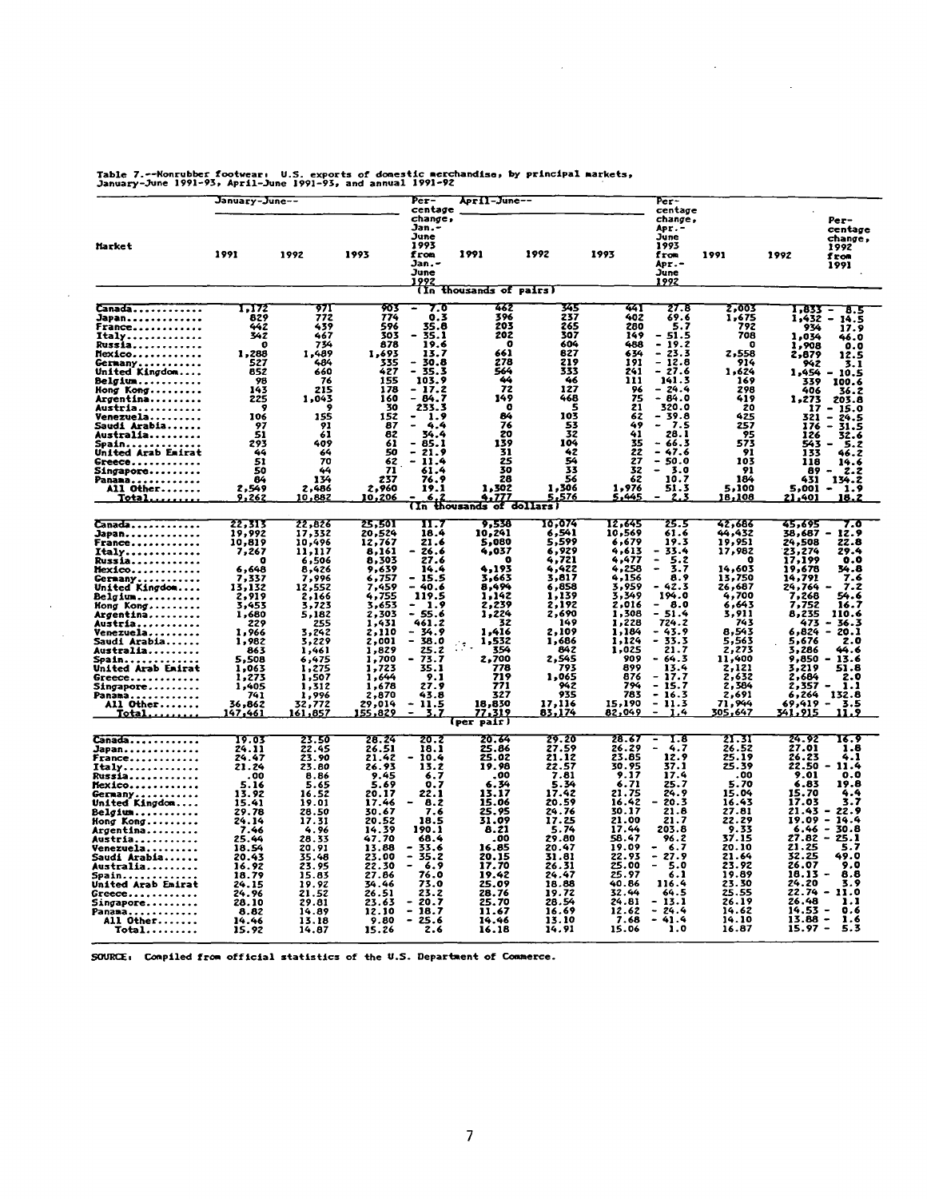Table 7.--Nonrubber footwear: U.S. exports of domestic merchandise, by principal markets, January-June 1991-93, April-June 1991-93, and annual 1991-92

| Market | January-June-- 1991 | 1992 | 1993 | Percentage change, Jan.-June 1993 from Jan.-June 1992 | April-June-- 1991 | 1992 | 1993 | Percentage change, Apr.-June 1993 from Apr.-June 1992 | 1991 | 1992 | Percentage change, 1992 from 1991 |
|---|---|---|---|---|---|---|---|---|---|---|---|
| | (In thousands of pairs) | | | | | | | | | | |
| Canada | 1,172 | 971 | 903 | - 7.0 | 462 | 345 | 441 | 27.8 | 2,003 | 1,833 | - 8.5 |
| Japan | 829 | 772 | 774 | 0.3 | 396 | 237 | 402 | 69.6 | 1,675 | 1,432 | - 14.5 |
| France | 442 | 439 | 596 | 35.8 | 203 | 265 | 280 | 5.7 | 792 | 934 | 17.9 |
| Italy | 342 | 467 | 303 | - 35.1 | 202 | 307 | 149 | - 51.5 | 708 | 1,034 | 46.0 |
| Russia | 0 | 734 | 878 | 19.6 | 0 | 604 | 488 | - 19.2 | 0 | 1,908 | 0.0 |
| Mexico | 1,288 | 1,489 | 1,693 | 13.7 | 661 | 827 | 634 | - 23.3 | 2,558 | 2,879 | 12.5 |
| Germany | 527 | 484 | 335 | - 30.8 | 278 | 219 | 191 | - 12.8 | 914 | 942 | 3.1 |
| United Kingdom | 852 | 660 | 427 | - 35.3 | 564 | 333 | 241 | - 27.6 | 1,624 | 1,454 | - 10.5 |
| Belgium | 98 | 76 | 155 | 103.9 | 44 | 46 | 111 | 141.3 | 169 | 339 | 100.6 |
| Hong Kong | 143 | 215 | 178 | - 17.2 | 72 | 127 | 96 | - 24.4 | 298 | 406 | 36.2 |
| Argentina | 225 | 1,043 | 160 | - 84.7 | 149 | 468 | 75 | - 84.0 | 419 | 1,273 | 203.8 |
| Austria | 9 | 9 | 30 | 233.3 | 0 | 5 | 21 | 320.0 | 20 | 17 | - 15.0 |
| Venezuela | 106 | 155 | 152 | - 1.9 | 84 | 103 | 62 | - 39.8 | 425 | 321 | - 24.5 |
| Saudi Arabia | 97 | 91 | 87 | - 4.4 | 76 | 53 | 49 | - 7.5 | 257 | 176 | - 31.5 |
| Australia | 51 | 61 | 82 | 34.4 | 20 | 32 | 41 | 28.1 | 95 | 126 | 32.6 |
| Spain | 293 | 409 | 61 | - 85.1 | 139 | 104 | 35 | - 66.3 | 573 | 543 | - 5.2 |
| United Arab Emirat | 44 | 64 | 50 | - 21.9 | 31 | 42 | 22 | - 47.6 | 91 | 133 | 46.2 |
| Greece | 51 | 70 | 62 | - 11.4 | 25 | 54 | 27 | - 50.0 | 103 | 118 | 14.6 |
| Singapore | 50 | 44 | 71 | 61.4 | 30 | 33 | 32 | - 3.0 | 91 | 89 | - 2.2 |
| Panama | 84 | 134 | 237 | 76.9 | 28 | 56 | 62 | 10.7 | 184 | 431 | 134.2 |
| All Other | 2,549 | 2,486 | 2,960 | 19.1 | 1,302 | 1,306 | 1,976 | 51.3 | 5,100 | 5,001 | - 1.9 |
| Total | 9,262 | 10,882 | 10,206 | - 6.2 | 4,777 | 5,576 | 5,445 | - 2.3 | 18,108 | 21,401 | 18.2 |
| | (In thousands of dollars) | | | | | | | | | | |
| Canada | 22,313 | 22,826 | 25,501 | 11.7 | 9,538 | 10,074 | 12,645 | 25.5 | 42,686 | 45,695 | 7.0 |
| Japan | 19,992 | 17,332 | 20,524 | 18.4 | 10,241 | 6,541 | 10,569 | 61.6 | 44,432 | 38,687 | - 12.9 |
| France | 10,819 | 10,496 | 12,767 | 21.6 | 5,080 | 5,599 | 6,679 | 19.3 | 19,951 | 24,508 | 22.8 |
| Italy | 7,267 | 11,117 | 8,161 | - 26.6 | 4,037 | 6,929 | 4,613 | - 33.4 | 17,982 | 23,274 | 29.4 |
| Russia | 0 | 6,506 | 8,303 | 27.6 | 0 | 4,721 | 4,477 | - 5.2 | 0 | 17,199 | 0.0 |
| Mexico | 6,648 | 8,426 | 9,639 | 14.4 | 4,193 | 4,422 | 4,258 | - 3.7 | 14,603 | 19,678 | 34.8 |
| Germany | 7,337 | 7,996 | 6,757 | - 15.5 | 3,663 | 3,817 | 4,156 | 8.9 | 13,750 | 14,791 | 7.6 |
| United Kingdom | 13,132 | 12,552 | 7,459 | - 40.6 | 8,494 | 6,858 | 3,959 | - 42.3 | 26,687 | 24,764 | - 7.2 |
| Belgium | 2,919 | 2,166 | 4,755 | 119.5 | 1,142 | 1,139 | 3,349 | 194.0 | 4,700 | 7,268 | 54.6 |
| Hong Kong | 3,453 | 3,723 | 3,653 | - 1.9 | 2,239 | 2,192 | 2,016 | - 8.0 | 6,643 | 7,752 | 16.7 |
| Argentina | 1,680 | 5,182 | 2,303 | - 55.6 | 1,224 | 2,690 | 1,308 | - 51.4 | 3,911 | 8,235 | 110.6 |
| Austria | 229 | 255 | 1,431 | 461.2 | 32 | 149 | 1,228 | 724.2 | 743 | 473 | - 36.3 |
| Venezuela | 1,966 | 3,242 | 2,110 | - 34.9 | 1,416 | 2,109 | 1,184 | - 43.9 | 8,543 | 6,824 | - 20.1 |
| Saudi Arabia | 1,982 | 3,229 | 2,001 | - 38.0 | 1,532 | 1,686 | 1,124 | - 33.3 | 5,563 | 5,676 | 2.0 |
| Australia | 863 | 1,461 | 1,829 | 25.2 | 354 | 842 | 1,025 | 21.7 | 2,273 | 3,286 | 44.6 |
| Spain | 5,508 | 6,475 | 1,700 | - 73.7 | 2,700 | 2,545 | 909 | - 64.3 | 11,400 | 9,850 | - 13.6 |
| United Arab Emirat | 1,063 | 1,275 | 1,723 | 35.1 | 778 | 793 | 899 | 13.4 | 2,121 | 3,219 | 51.8 |
| Greece | 1,273 | 1,507 | 1,644 | 9.1 | 719 | 1,065 | 876 | - 17.7 | 2,632 | 2,684 | 2.0 |
| Singapore | 1,405 | 1,312 | 1,678 | 27.9 | 771 | 942 | 794 | - 15.7 | 2,384 | 2,357 | - 1.1 |
| Panama | 741 | 1,996 | 2,870 | 43.8 | 327 | 935 | 783 | - 16.3 | 2,691 | 6,264 | 132.8 |
| All Other | 36,862 | 32,772 | 29,014 | - 11.5 | 18,830 | 17,116 | 15,190 | - 11.3 | 71,944 | 69,419 | - 3.5 |
| Total | 147,461 | 161,857 | 155,829 | - 3.7 | 77,319 | 83,174 | 82,049 | - 1.4 | 305,647 | 341,915 | 11.9 |
| | (per pair) | | | | | | | | | | |
| Canada | 19.03 | 23.50 | 28.24 | 20.2 | 20.64 | 29.20 | 28.67 | - 1.8 | 21.31 | 24.92 | 16.9 |
| Japan | 24.11 | 22.45 | 26.51 | 18.1 | 25.86 | 27.59 | 26.29 | - 4.7 | 26.52 | 27.01 | 1.8 |
| France | 24.47 | 23.90 | 21.42 | - 10.4 | 25.02 | 21.12 | 23.85 | 12.9 | 25.19 | 26.23 | 4.1 |
| Italy | 21.24 | 23.80 | 26.93 | 13.2 | 19.98 | 22.57 | 30.95 | 37.1 | 25.39 | 22.50 | - 11.4 |
| Russia | .00 | 8.86 | 9.45 | 6.7 | .00 | 7.81 | 9.17 | 17.4 | .00 | 9.01 | 0.0 |
| Mexico | 5.16 | 5.65 | 5.69 | 0.7 | 6.34 | 5.34 | 6.71 | 25.7 | 5.70 | 6.83 | 19.8 |
| Germany | 13.92 | 16.52 | 20.17 | 22.1 | 13.17 | 17.42 | 21.75 | 24.9 | 15.04 | 15.70 | 4.4 |
| United Kingdom | 15.41 | 19.01 | 17.46 | - 8.2 | 15.06 | 20.59 | 16.42 | - 20.3 | 16.43 | 17.03 | 3.7 |
| Belgium | 29.78 | 28.50 | 30.67 | 7.6 | 25.95 | 24.76 | 30.17 | 21.8 | 27.81 | 21.43 | - 22.9 |
| Hong Kong | 24.14 | 17.31 | 20.52 | 18.5 | 31.09 | 17.25 | 21.00 | 21.7 | 22.29 | 19.09 | - 14.4 |
| Argentina | 7.46 | 4.96 | 14.39 | 190.1 | 8.21 | 5.74 | 17.44 | 203.8 | 9.33 | 6.46 | - 30.8 |
| Austria | 25.44 | 28.33 | 47.70 | 68.4 | .00 | 29.80 | 58.47 | 96.2 | 37.15 | 27.82 | - 25.1 |
| Venezuela | 18.54 | 20.91 | 13.88 | - 33.6 | 16.85 | 20.47 | 19.09 | - 6.7 | 20.10 | 21.25 | 5.7 |
| Saudi Arabia | 20.43 | 35.48 | 23.00 | - 35.2 | 20.15 | 31.81 | 22.93 | - 27.9 | 21.64 | 32.25 | 49.0 |
| Australia | 16.92 | 23.95 | 22.30 | - 6.9 | 17.70 | 26.31 | 25.00 | - 5.0 | 23.92 | 26.07 | 9.0 |
| Spain | 18.79 | 15.83 | 27.86 | 76.0 | 19.42 | 24.47 | 25.97 | 6.1 | 19.89 | 18.13 | - 8.8 |
| United Arab Emirat | 24.15 | 19.92 | 34.46 | 73.0 | 25.09 | 18.88 | 40.86 | 116.4 | 23.30 | 24.20 | 3.9 |
| Greece | 24.96 | 21.52 | 26.51 | 23.2 | 28.76 | 19.72 | 32.44 | 64.5 | 25.55 | 22.74 | - 11.0 |
| Singapore | 28.10 | 29.81 | 23.63 | - 20.7 | 25.70 | 28.54 | 24.81 | - 13.1 | 26.19 | 26.48 | 1.1 |
| Panama | 8.82 | 14.89 | 12.10 | - 18.7 | 11.67 | 16.69 | 12.62 | - 24.4 | 14.62 | 14.53 | - 0.6 |
| All Other | 14.46 | 13.18 | 9.80 | - 25.6 | 14.46 | 13.10 | 7.68 | - 41.4 | 14.10 | 13.88 | - 1.6 |
| Total | 15.92 | 14.87 | 15.26 | 2.6 | 16.18 | 14.91 | 15.06 | 1.0 | 16.87 | 15.97 | - 5.3 |

SOURCE: Compiled from official statistics of the U.S. Department of Commerce.